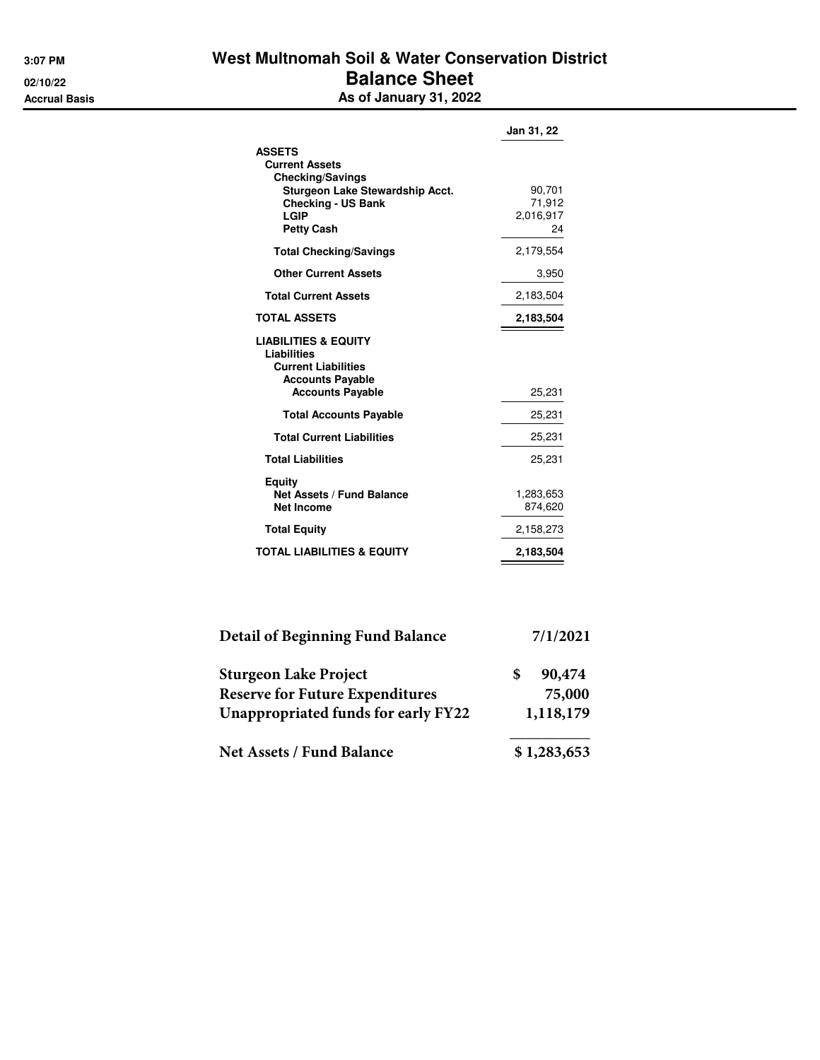3:07 PM
02/10/22
Accrual Basis

# West Multnomah Soil & Water Conservation District
## Balance Sheet
### As of January 31, 2022

| | Jan 31, 22 |
|---|---|
| **ASSETS** | |
| **Current Assets** | |
| **Checking/Savings** | |
| **Sturgeon Lake Stewardship Acct.** | 90,701 |
| **Checking - US Bank** | 71,912 |
| **LGIP** | 2,016,917 |
| **Petty Cash** | 24 |
| **Total Checking/Savings** | 2,179,554 |
| **Other Current Assets** | 3,950 |
| **Total Current Assets** | 2,183,504 |
| **TOTAL ASSETS** | **2,183,504** |
| **LIABILITIES & EQUITY** | |
| **Liabilities** | |
| **Current Liabilities** | |
| **Accounts Payable** | |
| **Accounts Payable** | 25,231 |
| **Total Accounts Payable** | 25,231 |
| **Total Current Liabilities** | 25,231 |
| **Total Liabilities** | 25,231 |
| **Equity** | |
| **Net Assets / Fund Balance** | 1,283,653 |
| **Net Income** | 874,620 |
| **Total Equity** | 2,158,273 |
| **TOTAL LIABILITIES & EQUITY** | **2,183,504** |

| Detail of Beginning Fund Balance | 7/1/2021 |
|---|---|
| Sturgeon Lake Project | $ 90,474 |
| Reserve for Future Expenditures | 75,000 |
| Unappropriated funds for early FY22 | 1,118,179 |
| Net Assets / Fund Balance | $ 1,283,653 |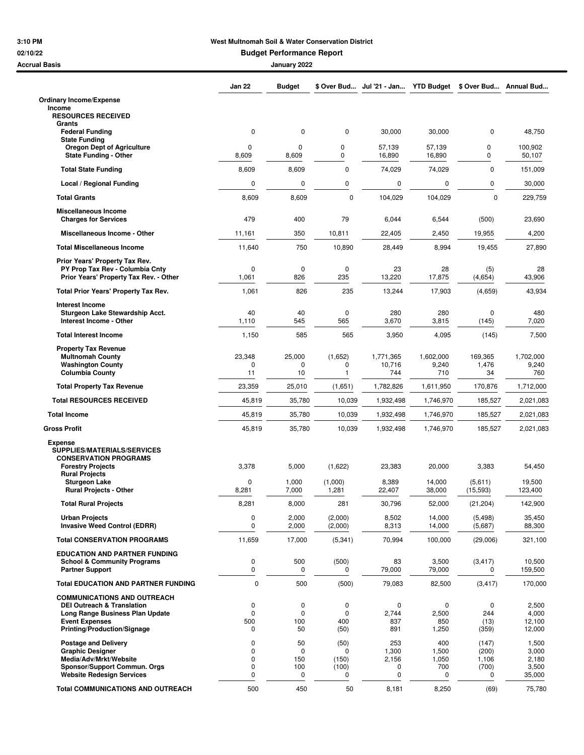**3:10 PM**
**02/10/22**
**Accrual Basis**

# West Multnomah Soil & Water Conservation District

## Budget Performance Report

### January 2022

| | Jan 22 | Budget | $ Over Bud... | Jul '21 - Jan... | YTD Budget | $ Over Bud... | Annual Bud... |
|---|---|---|---|---|---|---|---|
| **Ordinary Income/Expense** | | | | | | | |
| **Income** | | | | | | | |
| **RESOURCES RECEIVED** | | | | | | | |
| **Grants** | | | | | | | |
| **Federal Funding** | 0 | 0 | 0 | 30,000 | 30,000 | 0 | 48,750 |
| **State Funding** | | | | | | | |
| **Oregon Dept of Agriculture** | 0 | 0 | 0 | 57,139 | 57,139 | 0 | 100,902 |
| **State Funding - Other** | 8,609 | 8,609 | 0 | 16,890 | 16,890 | 0 | 50,107 |
| **Total State Funding** | 8,609 | 8,609 | 0 | 74,029 | 74,029 | 0 | 151,009 |
| **Local / Regional Funding** | 0 | 0 | 0 | 0 | 0 | 0 | 30,000 |
| **Total Grants** | 8,609 | 8,609 | 0 | 104,029 | 104,029 | 0 | 229,759 |
| **Miscellaneous Income** | | | | | | | |
| **Charges for Services** | 479 | 400 | 79 | 6,044 | 6,544 | (500) | 23,690 |
| **Miscellaneous Income - Other** | 11,161 | 350 | 10,811 | 22,405 | 2,450 | 19,955 | 4,200 |
| **Total Miscellaneous Income** | 11,640 | 750 | 10,890 | 28,449 | 8,994 | 19,455 | 27,890 |
| **Prior Years' Property Tax Rev.** | | | | | | | |
| **PY Prop Tax Rev - Columbia Cnty** | 0 | 0 | 0 | 23 | 28 | (5) | 28 |
| **Prior Years' Property Tax Rev. - Other** | 1,061 | 826 | 235 | 13,220 | 17,875 | (4,654) | 43,906 |
| **Total Prior Years' Property Tax Rev.** | 1,061 | 826 | 235 | 13,244 | 17,903 | (4,659) | 43,934 |
| **Interest Income** | | | | | | | |
| **Sturgeon Lake Stewardship Acct.** | 40 | 40 | 0 | 280 | 280 | 0 | 480 |
| **Interest Income - Other** | 1,110 | 545 | 565 | 3,670 | 3,815 | (145) | 7,020 |
| **Total Interest Income** | 1,150 | 585 | 565 | 3,950 | 4,095 | (145) | 7,500 |
| **Property Tax Revenue** | | | | | | | |
| **Multnomah County** | 23,348 | 25,000 | (1,652) | 1,771,365 | 1,602,000 | 169,365 | 1,702,000 |
| **Washington County** | 0 | 0 | 0 | 10,716 | 9,240 | 1,476 | 9,240 |
| **Columbia County** | 11 | 10 | 1 | 744 | 710 | 34 | 760 |
| **Total Property Tax Revenue** | 23,359 | 25,010 | (1,651) | 1,782,826 | 1,611,950 | 170,876 | 1,712,000 |
| **Total RESOURCES RECEIVED** | 45,819 | 35,780 | 10,039 | 1,932,498 | 1,746,970 | 185,527 | 2,021,083 |
| **Total Income** | 45,819 | 35,780 | 10,039 | 1,932,498 | 1,746,970 | 185,527 | 2,021,083 |
| **Gross Profit** | 45,819 | 35,780 | 10,039 | 1,932,498 | 1,746,970 | 185,527 | 2,021,083 |
| **Expense** | | | | | | | |
| **SUPPLIES/MATERIALS/SERVICES** | | | | | | | |
| **CONSERVATION PROGRAMS** | | | | | | | |
| **Forestry Projects** | 3,378 | 5,000 | (1,622) | 23,383 | 20,000 | 3,383 | 54,450 |
| **Rural Projects** | | | | | | | |
| **Sturgeon Lake** | 0 | 1,000 | (1,000) | 8,389 | 14,000 | (5,611) | 19,500 |
| **Rural Projects - Other** | 8,281 | 7,000 | 1,281 | 22,407 | 38,000 | (15,593) | 123,400 |
| **Total Rural Projects** | 8,281 | 8,000 | 281 | 30,796 | 52,000 | (21,204) | 142,900 |
| **Urban Projects** | 0 | 2,000 | (2,000) | 8,502 | 14,000 | (5,498) | 35,450 |
| **Invasive Weed Control (EDRR)** | 0 | 2,000 | (2,000) | 8,313 | 14,000 | (5,687) | 88,300 |
| **Total CONSERVATION PROGRAMS** | 11,659 | 17,000 | (5,341) | 70,994 | 100,000 | (29,006) | 321,100 |
| **EDUCATION AND PARTNER FUNDING** | | | | | | | |
| **School & Community Programs** | 0 | 500 | (500) | 83 | 3,500 | (3,417) | 10,500 |
| **Partner Support** | 0 | 0 | 0 | 79,000 | 79,000 | 0 | 159,500 |
| **Total EDUCATION AND PARTNER FUNDING** | 0 | 500 | (500) | 79,083 | 82,500 | (3,417) | 170,000 |
| **COMMUNICATIONS AND OUTREACH** | | | | | | | |
| **DEI Outreach & Translation** | 0 | 0 | 0 | 0 | 0 | 0 | 2,500 |
| **Long Range Business Plan Update** | 0 | 0 | 0 | 2,744 | 2,500 | 244 | 4,000 |
| **Event Expenses** | 500 | 100 | 400 | 837 | 850 | (13) | 12,100 |
| **Printing/Production/Signage** | 0 | 50 | (50) | 891 | 1,250 | (359) | 12,000 |
| **Postage and Delivery** | 0 | 50 | (50) | 253 | 400 | (147) | 1,500 |
| **Graphic Designer** | 0 | 0 | 0 | 1,300 | 1,500 | (200) | 3,000 |
| **Media/Adv/Mrkt/Website** | 0 | 150 | (150) | 2,156 | 1,050 | 1,106 | 2,180 |
| **Sponsor/Support Commun. Orgs** | 0 | 100 | (100) | 0 | 700 | (700) | 3,500 |
| **Website Redesign Services** | 0 | 0 | 0 | 0 | 0 | 0 | 35,000 |
| **Total COMMUNICATIONS AND OUTREACH** | 500 | 450 | 50 | 8,181 | 8,250 | (69) | 75,780 |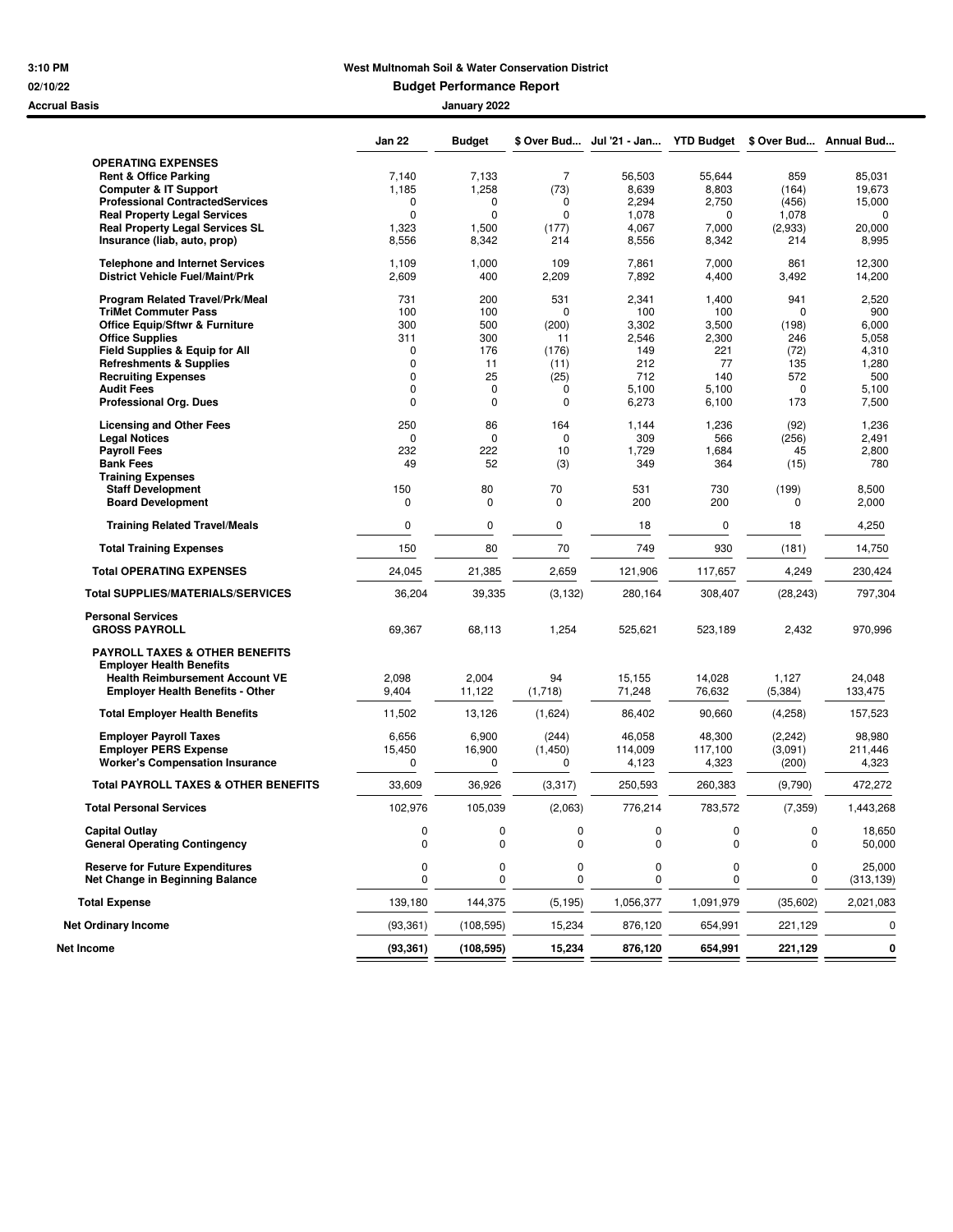**West Multnomah Soil & Water Conservation District**

**Budget Performance Report**

**January 2022**

3:10 PM
02/10/22
Accrual Basis

| | Jan 22 | Budget | $ Over Bud... | Jul '21 - Jan... | YTD Budget | $ Over Bud... | Annual Bud... |
|---|---|---|---|---|---|---|---|
| **OPERATING EXPENSES** | | | | | | | |
| **Rent & Office Parking** | 7,140 | 7,133 | 7 | 56,503 | 55,644 | 859 | 85,031 |
| **Computer & IT Support** | 1,185 | 1,258 | (73) | 8,639 | 8,803 | (164) | 19,673 |
| **Professional ContractedServices** | 0 | 0 | 0 | 2,294 | 2,750 | (456) | 15,000 |
| **Real Property Legal Services** | 0 | 0 | 0 | 1,078 | 0 | 1,078 | 0 |
| **Real Property Legal Services SL** | 1,323 | 1,500 | (177) | 4,067 | 7,000 | (2,933) | 20,000 |
| **Insurance (liab, auto, prop)** | 8,556 | 8,342 | 214 | 8,556 | 8,342 | 214 | 8,995 |
| **Telephone and Internet Services** | 1,109 | 1,000 | 109 | 7,861 | 7,000 | 861 | 12,300 |
| **District Vehicle Fuel/Maint/Prk** | 2,609 | 400 | 2,209 | 7,892 | 4,400 | 3,492 | 14,200 |
| **Program Related Travel/Prk/Meal** | 731 | 200 | 531 | 2,341 | 1,400 | 941 | 2,520 |
| **TriMet Commuter Pass** | 100 | 100 | 0 | 100 | 100 | 0 | 900 |
| **Office Equip/Sftwr & Furniture** | 300 | 500 | (200) | 3,302 | 3,500 | (198) | 6,000 |
| **Office Supplies** | 311 | 300 | 11 | 2,546 | 2,300 | 246 | 5,058 |
| **Field Supplies & Equip for All** | 0 | 176 | (176) | 149 | 221 | (72) | 4,310 |
| **Refreshments & Supplies** | 0 | 11 | (11) | 212 | 77 | 135 | 1,280 |
| **Recruiting Expenses** | 0 | 25 | (25) | 712 | 140 | 572 | 500 |
| **Audit Fees** | 0 | 0 | 0 | 5,100 | 5,100 | 0 | 5,100 |
| **Professional Org. Dues** | 0 | 0 | 0 | 6,273 | 6,100 | 173 | 7,500 |
| **Licensing and Other Fees** | 250 | 86 | 164 | 1,144 | 1,236 | (92) | 1,236 |
| **Legal Notices** | 0 | 0 | 0 | 309 | 566 | (256) | 2,491 |
| **Payroll Fees** | 232 | 222 | 10 | 1,729 | 1,684 | 45 | 2,800 |
| **Bank Fees** | 49 | 52 | (3) | 349 | 364 | (15) | 780 |
| **Training Expenses** | | | | | | | |
| **Staff Development** | 150 | 80 | 70 | 531 | 730 | (199) | 8,500 |
| **Board Development** | 0 | 0 | 0 | 200 | 200 | 0 | 2,000 |
| **Training Related Travel/Meals** | 0 | 0 | 0 | 18 | 0 | 18 | 4,250 |
| **Total Training Expenses** | 150 | 80 | 70 | 749 | 930 | (181) | 14,750 |
| **Total OPERATING EXPENSES** | 24,045 | 21,385 | 2,659 | 121,906 | 117,657 | 4,249 | 230,424 |
| **Total SUPPLIES/MATERIALS/SERVICES** | 36,204 | 39,335 | (3,132) | 280,164 | 308,407 | (28,243) | 797,304 |
| **Personal Services** | | | | | | | |
| **GROSS PAYROLL** | 69,367 | 68,113 | 1,254 | 525,621 | 523,189 | 2,432 | 970,996 |
| **PAYROLL TAXES & OTHER BENEFITS** | | | | | | | |
| **Employer Health Benefits** | | | | | | | |
| **Health Reimbursement Account VE** | 2,098 | 2,004 | 94 | 15,155 | 14,028 | 1,127 | 24,048 |
| **Employer Health Benefits - Other** | 9,404 | 11,122 | (1,718) | 71,248 | 76,632 | (5,384) | 133,475 |
| **Total Employer Health Benefits** | 11,502 | 13,126 | (1,624) | 86,402 | 90,660 | (4,258) | 157,523 |
| **Employer Payroll Taxes** | 6,656 | 6,900 | (244) | 46,058 | 48,300 | (2,242) | 98,980 |
| **Employer PERS Expense** | 15,450 | 16,900 | (1,450) | 114,009 | 117,100 | (3,091) | 211,446 |
| **Worker's Compensation Insurance** | 0 | 0 | 0 | 4,123 | 4,323 | (200) | 4,323 |
| **Total PAYROLL TAXES & OTHER BENEFITS** | 33,609 | 36,926 | (3,317) | 250,593 | 260,383 | (9,790) | 472,272 |
| **Total Personal Services** | 102,976 | 105,039 | (2,063) | 776,214 | 783,572 | (7,359) | 1,443,268 |
| **Capital Outlay** | 0 | 0 | 0 | 0 | 0 | 0 | 18,650 |
| **General Operating Contingency** | 0 | 0 | 0 | 0 | 0 | 0 | 50,000 |
| **Reserve for Future Expenditures** | 0 | 0 | 0 | 0 | 0 | 0 | 25,000 |
| **Net Change in Beginning Balance** | 0 | 0 | 0 | 0 | 0 | 0 | (313,139) |
| **Total Expense** | 139,180 | 144,375 | (5,195) | 1,056,377 | 1,091,979 | (35,602) | 2,021,083 |
| **Net Ordinary Income** | (93,361) | (108,595) | 15,234 | 876,120 | 654,991 | 221,129 | 0 |
| **Net Income** | **(93,361)** | **(108,595)** | **15,234** | **876,120** | **654,991** | **221,129** | **0** |